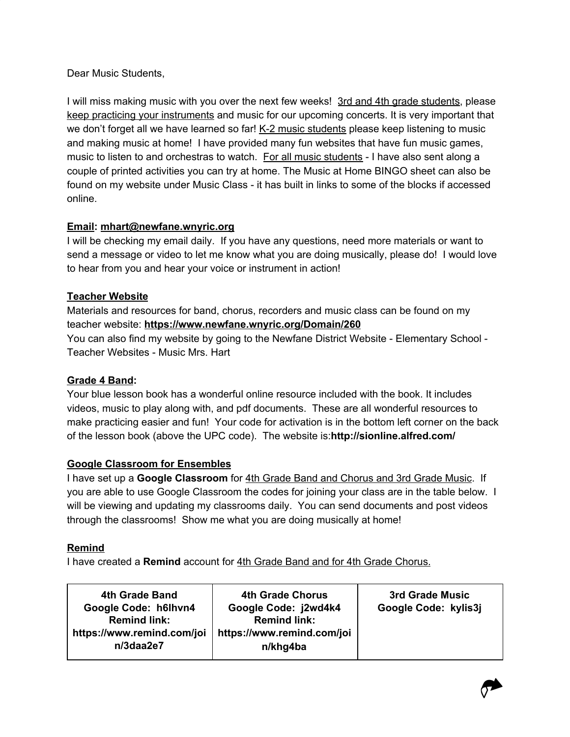Dear Music Students,

I will miss making music with you over the next few weeks! 3rd and 4th grade students, please keep practicing your instruments and music for our upcoming concerts. It is very important that we don't forget all we have learned so far! K-2 music students please keep listening to music and making music at home! I have provided many fun websites that have fun music games, music to listen to and orchestras to watch. For all music students - I have also sent along a couple of printed activities you can try at home. The Music at Home BINGO sheet can also be found on my website under Music Class - it has built in links to some of the blocks if accessed online.

**Email: mhart@newfane.wnyric.org**

I will be checking my email daily. If you have any questions, need more materials or want to send a message or video to let me know what you are doing musically, please do! I would love to hear from you and hear your voice or instrument in action!

**Teacher Website**

Materials and resources for band, chorus, recorders and music class can be found on my teacher website: **https://www.newfane.wnyric.org/Domain/260**

You can also find my website by going to the Newfane District Website - Elementary School - Teacher Websites - Music Mrs. Hart

**Grade 4 Band:**

Your blue lesson book has a wonderful online resource included with the book. It includes videos, music to play along with, and pdf documents. These are all wonderful resources to make practicing easier and fun! Your code for activation is in the bottom left corner on the back of the lesson book (above the UPC code). The website is:**http://sionline.alfred.com/**

**Google Classroom for Ensembles**

I have set up a **Google Classroom** for 4th Grade Band and Chorus and 3rd Grade Music. If you are able to use Google Classroom the codes for joining your class are in the table below. I will be viewing and updating my classrooms daily. You can send documents and post videos through the classrooms! Show me what you are doing musically at home!

**Remind**

I have created a **Remind** account for 4th Grade Band and for 4th Grade Chorus.

| 4th Grade Band | 4th Grade Chorus | 3rd Grade Music |
|---|---|---|
| Google Code: h6lhvn4<br>Remind link: https://www.remind.com/join/3daa2e7 | Google Code: j2wd4k4<br>Remind link: https://www.remind.com/join/khg4ba | Google Code: kylis3j |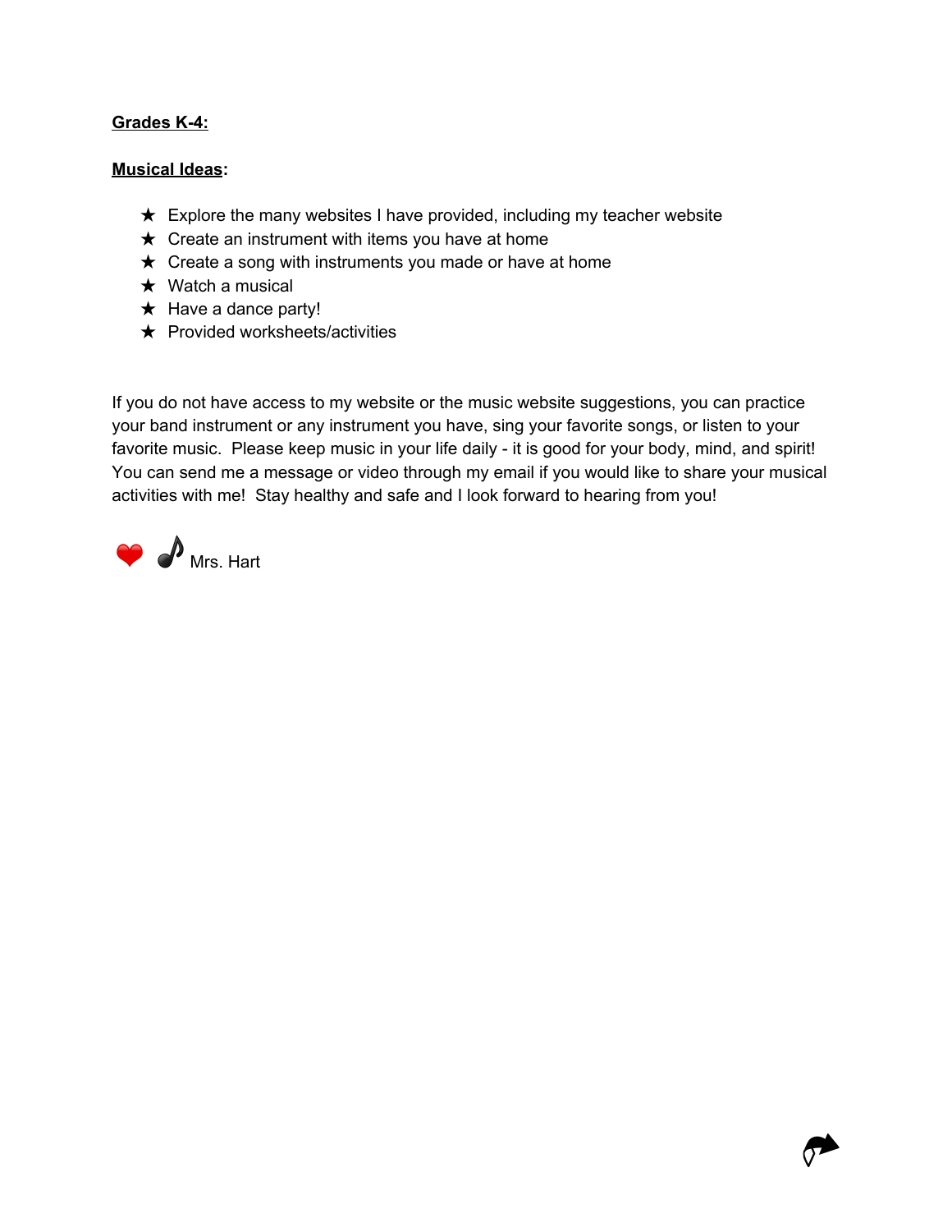**Grades K-4:**

**Musical Ideas**:

- ★ Explore the many websites I have provided, including my teacher website
- ★ Create an instrument with items you have at home
- ★ Create a song with instruments you made or have at home
- ★ Watch a musical
- ★ Have a dance party!
- ★ Provided worksheets/activities

If you do not have access to my website or the music website suggestions, you can practice your band instrument or any instrument you have, sing your favorite songs, or listen to your favorite music. Please keep music in your life daily - it is good for your body, mind, and spirit! You can send me a message or video through my email if you would like to share your musical activities with me! Stay healthy and safe and I look forward to hearing from you!

❤ 𝅘𝅥𝅮 Mrs. Hart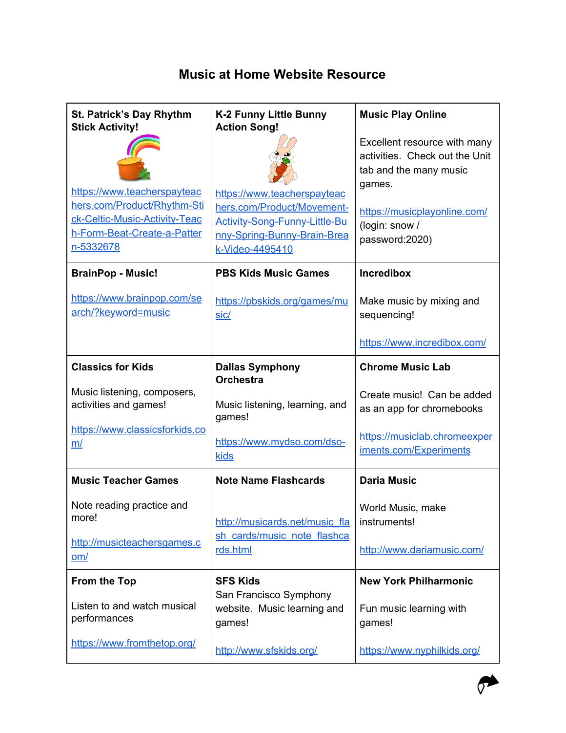# Music at Home Website Resource

| **St. Patrick's Day Rhythm Stick Activity!** https://www.teacherspayteachers.com/Product/Rhythm-Stick-Celtic-Music-Activity-Teach-Form-Beat-Create-a-Pattern-5332678 | **K-2 Funny Little Bunny Action Song!** https://www.teacherspayteachers.com/Product/Movement-Activity-Song-Funny-Little-Bunny-Spring-Bunny-Brain-Break-Video-4495410 | **Music Play Online** Excellent resource with many activities. Check out the Unit tab and the many music games. https://musicplayonline.com/ (login: snow / password:2020) |
|---|---|---|
| **BrainPop - Music!** https://www.brainpop.com/search/?keyword=music | **PBS Kids Music Games** https://pbskids.org/games/music/ | **Incredibox** Make music by mixing and sequencing! https://www.incredibox.com/ |
| **Classics for Kids** Music listening, composers, activities and games! https://www.classicsforkids.com/ | **Dallas Symphony Orchestra** Music listening, learning, and games! https://www.mydso.com/dso-kids | **Chrome Music Lab** Create music! Can be added as an app for chromebooks https://musiclab.chromeexperiments.com/Experiments |
| **Music Teacher Games** Note reading practice and more! http://musicteachersgames.com/ | **Note Name Flashcards** http://musicards.net/music_flash_cards/music_note_flashcards.html | **Daria Music** World Music, make instruments! http://www.dariamusic.com/ |
| **From the Top** Listen to and watch musical performances https://www.fromthetop.org/ | **SFS Kids** San Francisco Symphony website. Music learning and games! http://www.sfskids.org/ | **New York Philharmonic** Fun music learning with games! https://www.nyphilkids.org/ |